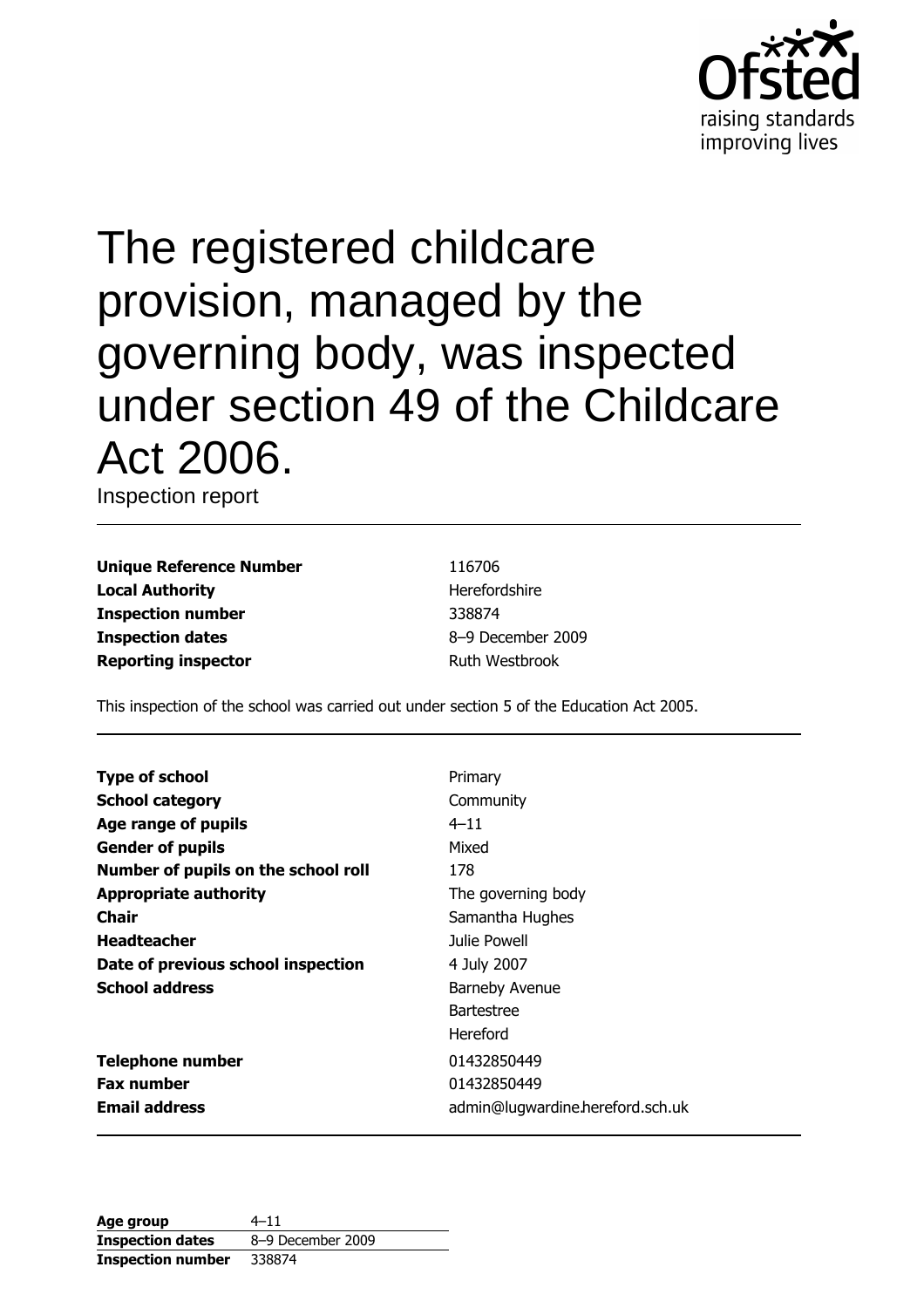# The registered childcare provision, managed by the governing body, was inspected under section 49 of the Childcare Act 2006.

Inspection report

| | |
|---|---|
| **Unique Reference Number** | 116706 |
| **Local Authority** | Herefordshire |
| **Inspection number** | 338874 |
| **Inspection dates** | 8–9 December 2009 |
| **Reporting inspector** | Ruth Westbrook |

This inspection of the school was carried out under section 5 of the Education Act 2005.

| | |
|---|---|
| **Type of school** | Primary |
| **School category** | Community |
| **Age range of pupils** | 4–11 |
| **Gender of pupils** | Mixed |
| **Number of pupils on the school roll** | 178 |
| **Appropriate authority** | The governing body |
| **Chair** | Samantha Hughes |
| **Headteacher** | Julie Powell |
| **Date of previous school inspection** | 4 July 2007 |
| **School address** | Barneby Avenue<br>Bartestree<br>Hereford |
| **Telephone number** | 01432850449 |
| **Fax number** | 01432850449 |
| **Email address** | admin@lugwardine.hereford.sch.uk |

| | |
|---|---|
| **Age group** | 4–11 |
| **Inspection dates** | 8–9 December 2009 |
| **Inspection number** | 338874 |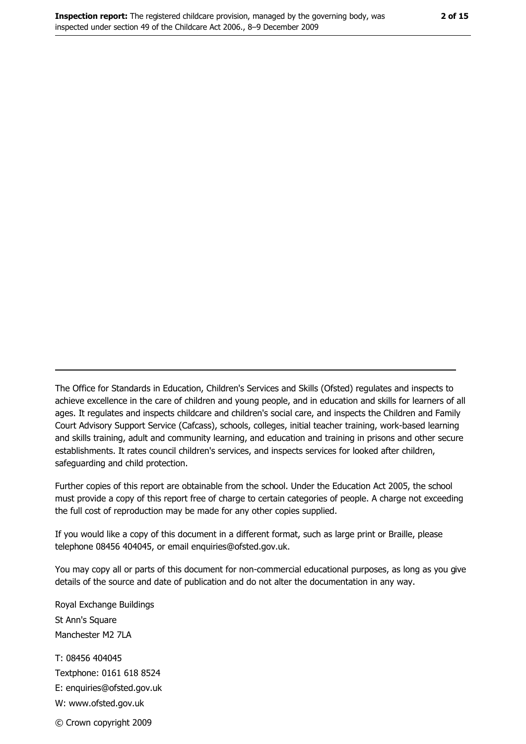The Office for Standards in Education, Children's Services and Skills (Ofsted) regulates and inspects to achieve excellence in the care of children and young people, and in education and skills for learners of all ages. It regulates and inspects childcare and children's social care, and inspects the Children and Family Court Advisory Support Service (Cafcass), schools, colleges, initial teacher training, work-based learning and skills training, adult and community learning, and education and training in prisons and other secure establishments. It rates council children's services, and inspects services for looked after children, safeguarding and child protection.

Further copies of this report are obtainable from the school. Under the Education Act 2005, the school must provide a copy of this report free of charge to certain categories of people. A charge not exceeding the full cost of reproduction may be made for any other copies supplied.

If you would like a copy of this document in a different format, such as large print or Braille, please telephone 08456 404045, or email enquiries@ofsted.gov.uk.

You may copy all or parts of this document for non-commercial educational purposes, as long as you give details of the source and date of publication and do not alter the documentation in any way.

Royal Exchange Buildings
St Ann's Square
Manchester M2 7LA

T: 08456 404045
Textphone: 0161 618 8524
E: enquiries@ofsted.gov.uk
W: www.ofsted.gov.uk

© Crown copyright 2009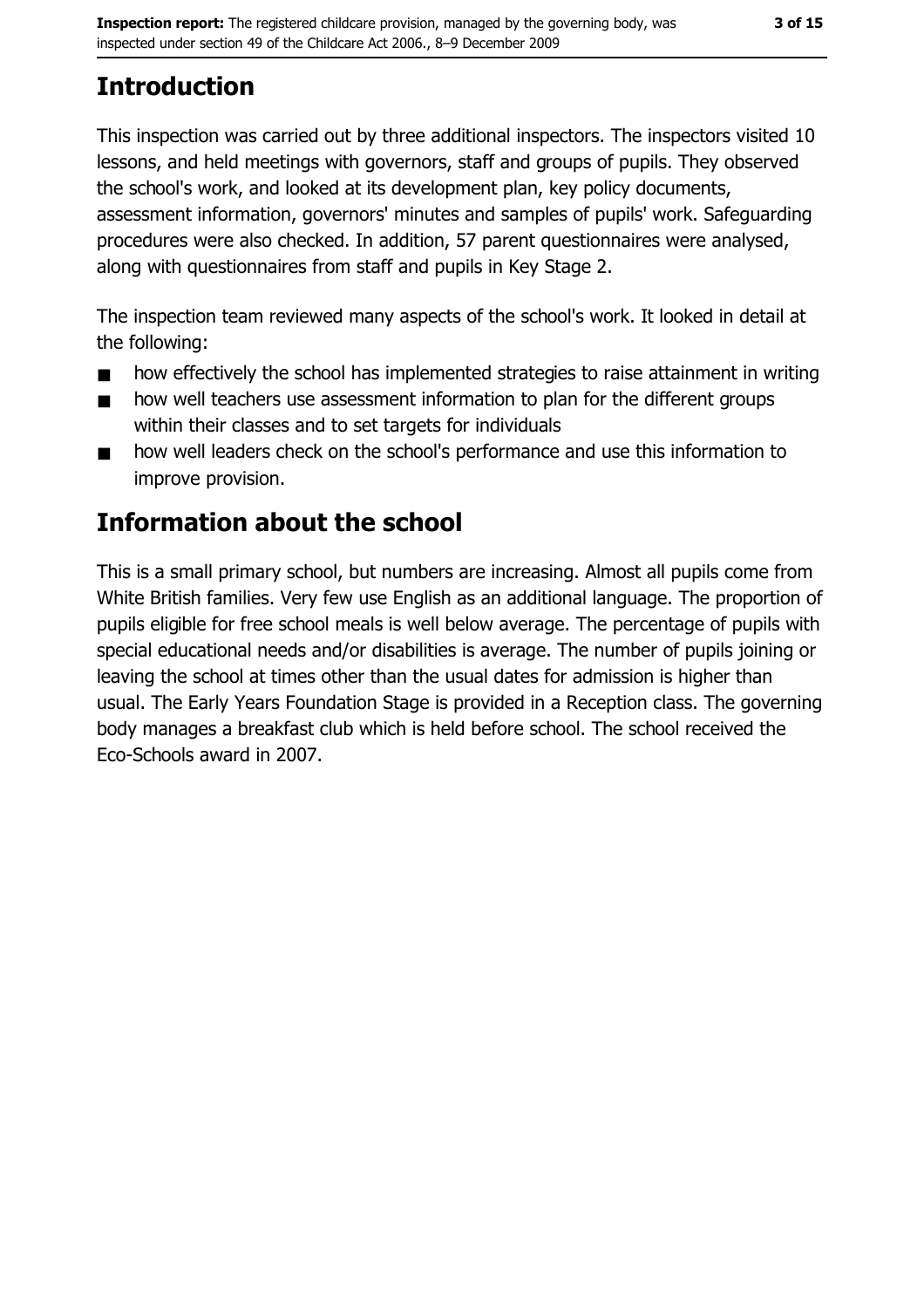# Introduction

This inspection was carried out by three additional inspectors. The inspectors visited 10 lessons, and held meetings with governors, staff and groups of pupils. They observed the school's work, and looked at its development plan, key policy documents, assessment information, governors' minutes and samples of pupils' work. Safeguarding procedures were also checked. In addition, 57 parent questionnaires were analysed, along with questionnaires from staff and pupils in Key Stage 2.

The inspection team reviewed many aspects of the school's work. It looked in detail at the following:

- how effectively the school has implemented strategies to raise attainment in writing
- how well teachers use assessment information to plan for the different groups within their classes and to set targets for individuals
- how well leaders check on the school's performance and use this information to improve provision.

# Information about the school

This is a small primary school, but numbers are increasing. Almost all pupils come from White British families. Very few use English as an additional language. The proportion of pupils eligible for free school meals is well below average. The percentage of pupils with special educational needs and/or disabilities is average. The number of pupils joining or leaving the school at times other than the usual dates for admission is higher than usual. The Early Years Foundation Stage is provided in a Reception class. The governing body manages a breakfast club which is held before school. The school received the Eco-Schools award in 2007.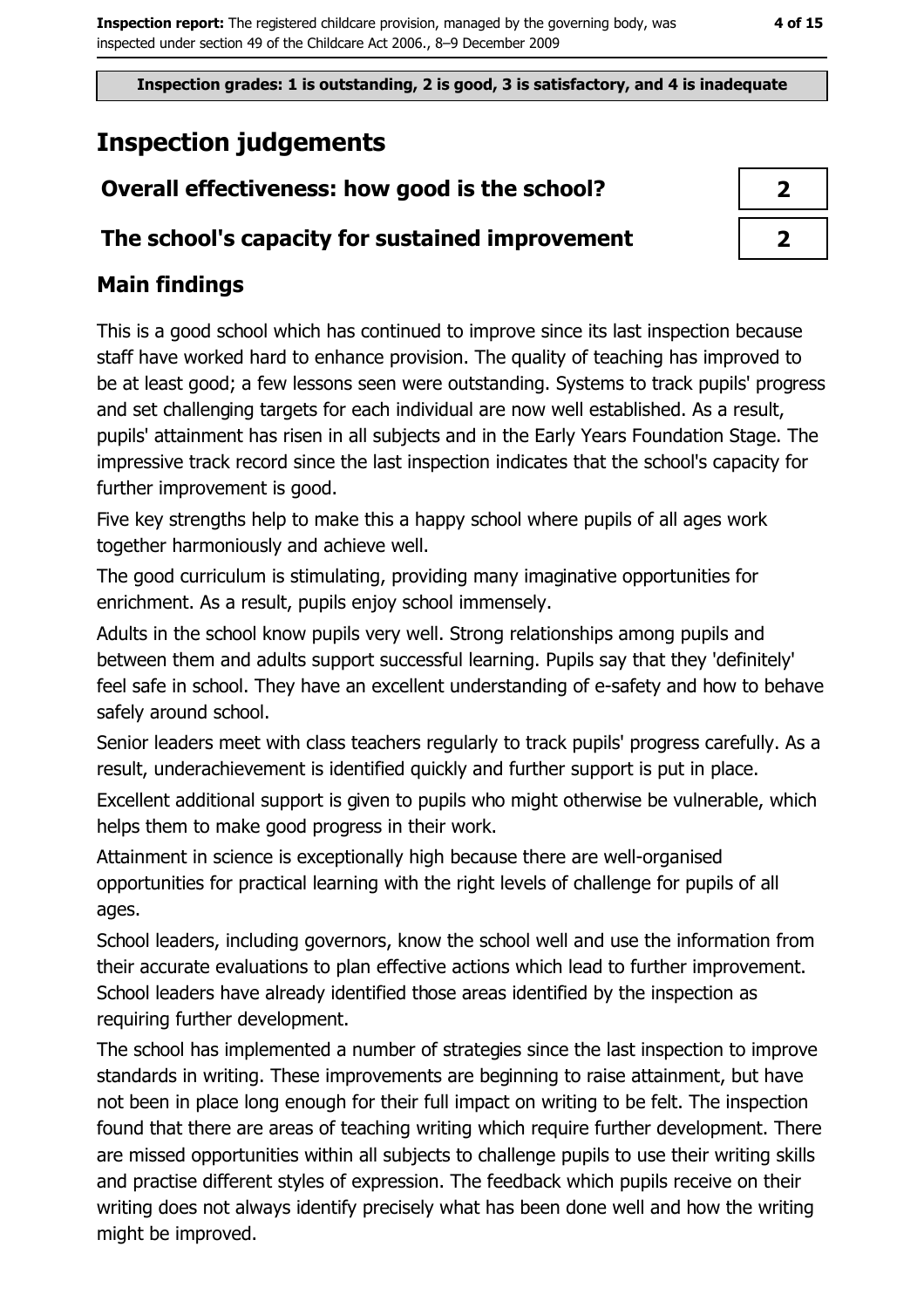**Inspection grades: 1 is outstanding, 2 is good, 3 is satisfactory, and 4 is inadequate**

# Inspection judgements

## Overall effectiveness: how good is the school?

| | |
|---|---|
| Overall effectiveness: how good is the school? | 2 |
| The school's capacity for sustained improvement | 2 |

## The school's capacity for sustained improvement

### Main findings

This is a good school which has continued to improve since its last inspection because staff have worked hard to enhance provision. The quality of teaching has improved to be at least good; a few lessons seen were outstanding. Systems to track pupils' progress and set challenging targets for each individual are now well established. As a result, pupils' attainment has risen in all subjects and in the Early Years Foundation Stage. The impressive track record since the last inspection indicates that the school's capacity for further improvement is good.

Five key strengths help to make this a happy school where pupils of all ages work together harmoniously and achieve well.

The good curriculum is stimulating, providing many imaginative opportunities for enrichment. As a result, pupils enjoy school immensely.

Adults in the school know pupils very well. Strong relationships among pupils and between them and adults support successful learning. Pupils say that they 'definitely' feel safe in school. They have an excellent understanding of e-safety and how to behave safely around school.

Senior leaders meet with class teachers regularly to track pupils' progress carefully. As a result, underachievement is identified quickly and further support is put in place.

Excellent additional support is given to pupils who might otherwise be vulnerable, which helps them to make good progress in their work.

Attainment in science is exceptionally high because there are well-organised opportunities for practical learning with the right levels of challenge for pupils of all ages.

School leaders, including governors, know the school well and use the information from their accurate evaluations to plan effective actions which lead to further improvement. School leaders have already identified those areas identified by the inspection as requiring further development.

The school has implemented a number of strategies since the last inspection to improve standards in writing. These improvements are beginning to raise attainment, but have not been in place long enough for their full impact on writing to be felt. The inspection found that there are areas of teaching writing which require further development. There are missed opportunities within all subjects to challenge pupils to use their writing skills and practise different styles of expression. The feedback which pupils receive on their writing does not always identify precisely what has been done well and how the writing might be improved.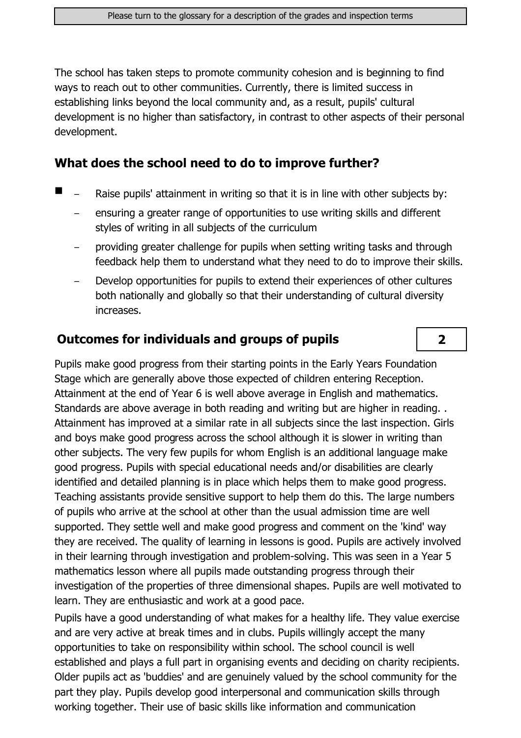The school has taken steps to promote community cohesion and is beginning to find ways to reach out to other communities. Currently, there is limited success in establishing links beyond the local community and, as a result, pupils' cultural development is no higher than satisfactory, in contrast to other aspects of their personal development.

## What does the school need to do to improve further?

- Raise pupils' attainment in writing so that it is in line with other subjects by:
  - ensuring a greater range of opportunities to use writing skills and different styles of writing in all subjects of the curriculum
  - providing greater challenge for pupils when setting writing tasks and through feedback help them to understand what they need to do to improve their skills.
  - Develop opportunities for pupils to extend their experiences of other cultures both nationally and globally so that their understanding of cultural diversity increases.

## Outcomes for individuals and groups of pupils — 2

Pupils make good progress from their starting points in the Early Years Foundation Stage which are generally above those expected of children entering Reception. Attainment at the end of Year 6 is well above average in English and mathematics. Standards are above average in both reading and writing but are higher in reading. . Attainment has improved at a similar rate in all subjects since the last inspection. Girls and boys make good progress across the school although it is slower in writing than other subjects. The very few pupils for whom English is an additional language make good progress. Pupils with special educational needs and/or disabilities are clearly identified and detailed planning is in place which helps them to make good progress. Teaching assistants provide sensitive support to help them do this. The large numbers of pupils who arrive at the school at other than the usual admission time are well supported. They settle well and make good progress and comment on the 'kind' way they are received. The quality of learning in lessons is good. Pupils are actively involved in their learning through investigation and problem-solving. This was seen in a Year 5 mathematics lesson where all pupils made outstanding progress through their investigation of the properties of three dimensional shapes. Pupils are well motivated to learn. They are enthusiastic and work at a good pace.

Pupils have a good understanding of what makes for a healthy life. They value exercise and are very active at break times and in clubs. Pupils willingly accept the many opportunities to take on responsibility within school. The school council is well established and plays a full part in organising events and deciding on charity recipients. Older pupils act as 'buddies' and are genuinely valued by the school community for the part they play. Pupils develop good interpersonal and communication skills through working together. Their use of basic skills like information and communication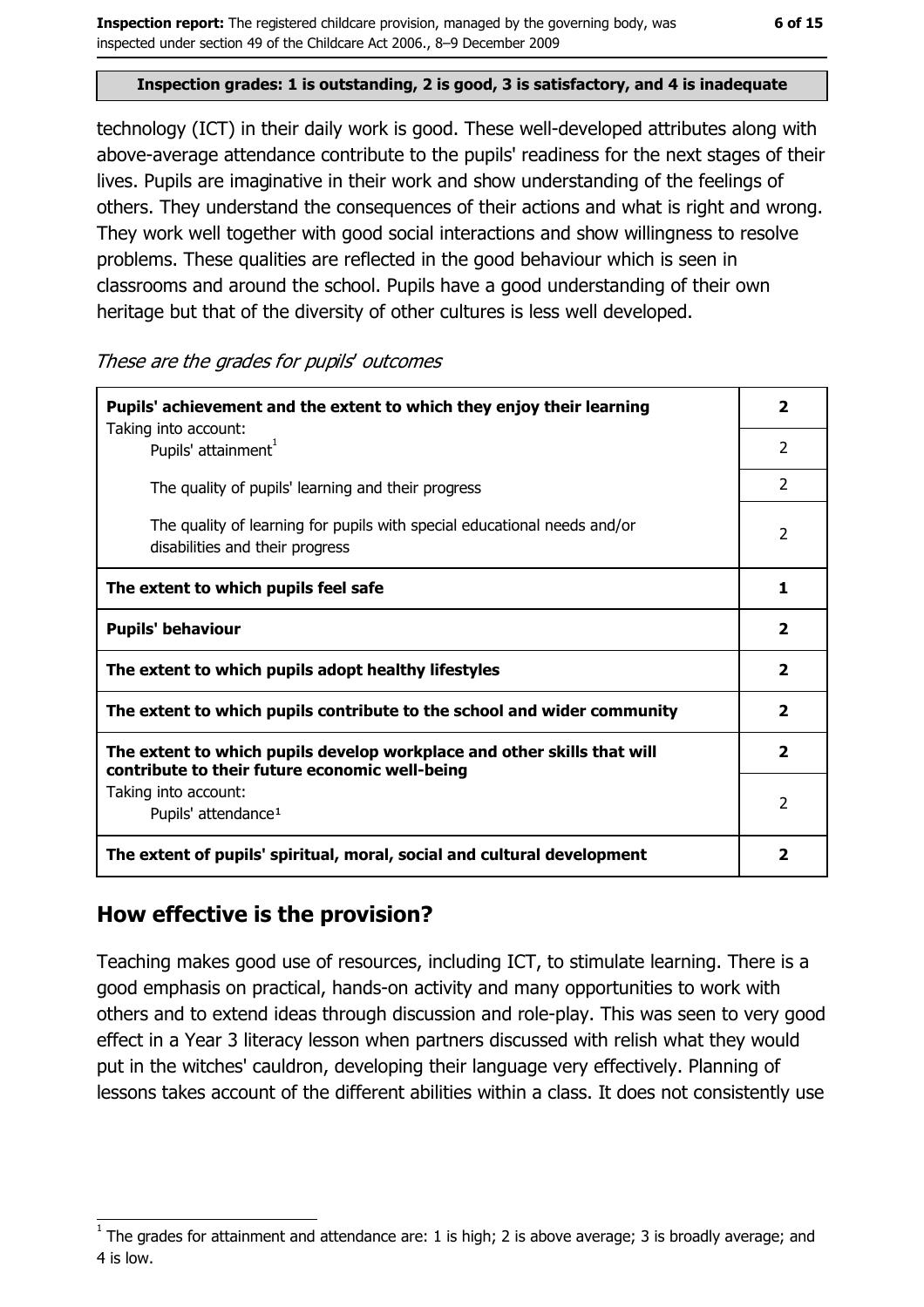**Inspection grades: 1 is outstanding, 2 is good, 3 is satisfactory, and 4 is inadequate**

technology (ICT) in their daily work is good. These well-developed attributes along with above-average attendance contribute to the pupils' readiness for the next stages of their lives. Pupils are imaginative in their work and show understanding of the feelings of others. They understand the consequences of their actions and what is right and wrong. They work well together with good social interactions and show willingness to resolve problems. These qualities are reflected in the good behaviour which is seen in classrooms and around the school. Pupils have a good understanding of their own heritage but that of the diversity of other cultures is less well developed.

*These are the grades for pupils' outcomes*

| | |
|---|---|
| **Pupils' achievement and the extent to which they enjoy their learning** | **2** |
| Taking into account:<br>Pupils' attainment[1] | 2 |
| The quality of pupils' learning and their progress | 2 |
| The quality of learning for pupils with special educational needs and/or disabilities and their progress | 2 |
| **The extent to which pupils feel safe** | **1** |
| **Pupils' behaviour** | **2** |
| **The extent to which pupils adopt healthy lifestyles** | **2** |
| **The extent to which pupils contribute to the school and wider community** | **2** |
| **The extent to which pupils develop workplace and other skills that will contribute to their future economic well-being** | **2** |
| Taking into account:<br>Pupils' attendance[1] | 2 |
| **The extent of pupils' spiritual, moral, social and cultural development** | **2** |

## How effective is the provision?

Teaching makes good use of resources, including ICT, to stimulate learning. There is a good emphasis on practical, hands-on activity and many opportunities to work with others and to extend ideas through discussion and role-play. This was seen to very good effect in a Year 3 literacy lesson when partners discussed with relish what they would put in the witches' cauldron, developing their language very effectively. Planning of lessons takes account of the different abilities within a class. It does not consistently use

[1] The grades for attainment and attendance are: 1 is high; 2 is above average; 3 is broadly average; and 4 is low.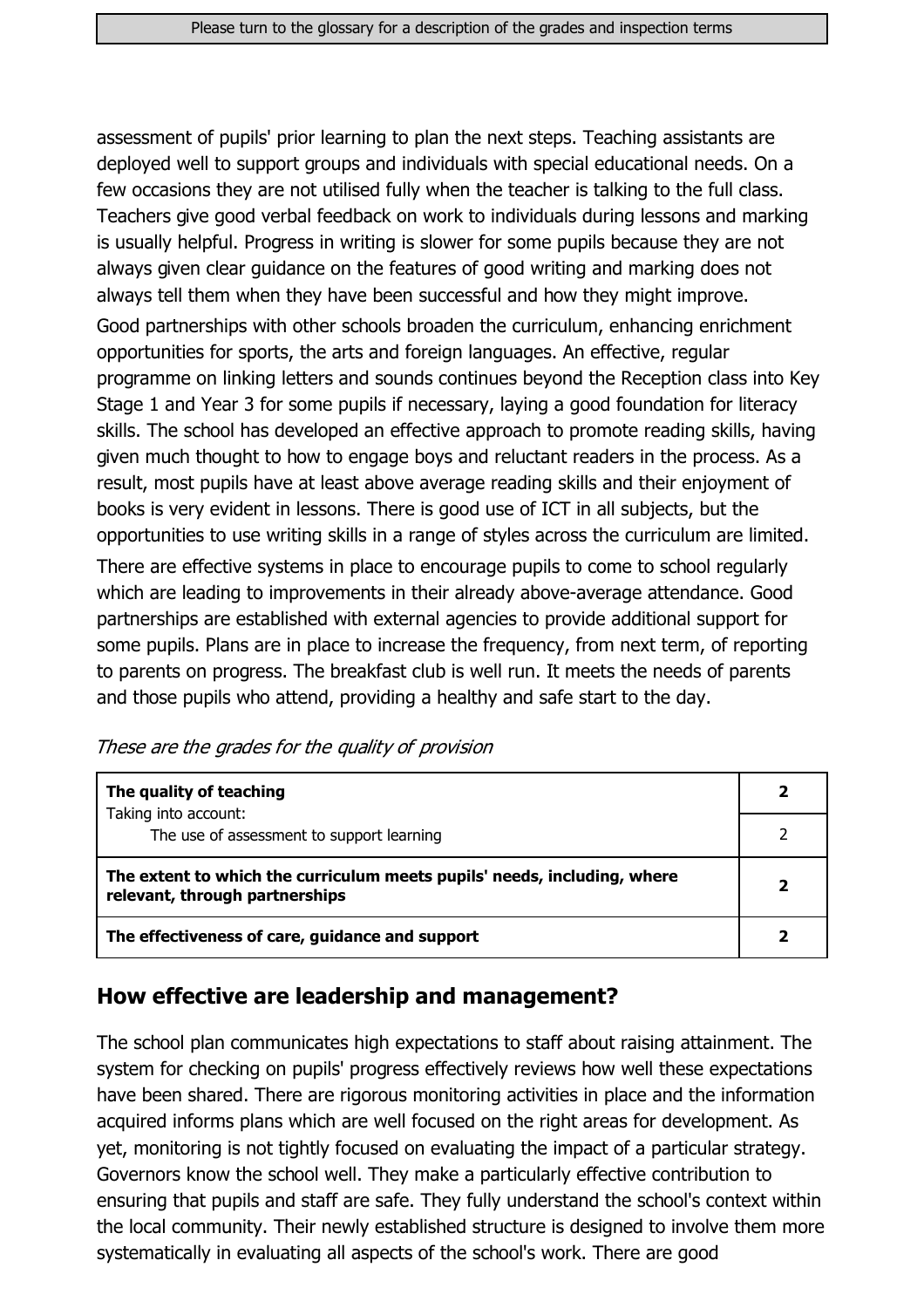assessment of pupils' prior learning to plan the next steps. Teaching assistants are deployed well to support groups and individuals with special educational needs. On a few occasions they are not utilised fully when the teacher is talking to the full class. Teachers give good verbal feedback on work to individuals during lessons and marking is usually helpful. Progress in writing is slower for some pupils because they are not always given clear guidance on the features of good writing and marking does not always tell them when they have been successful and how they might improve.

Good partnerships with other schools broaden the curriculum, enhancing enrichment opportunities for sports, the arts and foreign languages. An effective, regular programme on linking letters and sounds continues beyond the Reception class into Key Stage 1 and Year 3 for some pupils if necessary, laying a good foundation for literacy skills. The school has developed an effective approach to promote reading skills, having given much thought to how to engage boys and reluctant readers in the process. As a result, most pupils have at least above average reading skills and their enjoyment of books is very evident in lessons. There is good use of ICT in all subjects, but the opportunities to use writing skills in a range of styles across the curriculum are limited.

There are effective systems in place to encourage pupils to come to school regularly which are leading to improvements in their already above-average attendance. Good partnerships are established with external agencies to provide additional support for some pupils. Plans are in place to increase the frequency, from next term, of reporting to parents on progress. The breakfast club is well run. It meets the needs of parents and those pupils who attend, providing a healthy and safe start to the day.

*These are the grades for the quality of provision*

| | |
|---|---|
| **The quality of teaching** | **2** |
| Taking into account: The use of assessment to support learning | 2 |
| **The extent to which the curriculum meets pupils' needs, including, where relevant, through partnerships** | **2** |
| **The effectiveness of care, guidance and support** | **2** |

## How effective are leadership and management?

The school plan communicates high expectations to staff about raising attainment. The system for checking on pupils' progress effectively reviews how well these expectations have been shared. There are rigorous monitoring activities in place and the information acquired informs plans which are well focused on the right areas for development. As yet, monitoring is not tightly focused on evaluating the impact of a particular strategy. Governors know the school well. They make a particularly effective contribution to ensuring that pupils and staff are safe. They fully understand the school's context within the local community. Their newly established structure is designed to involve them more systematically in evaluating all aspects of the school's work. There are good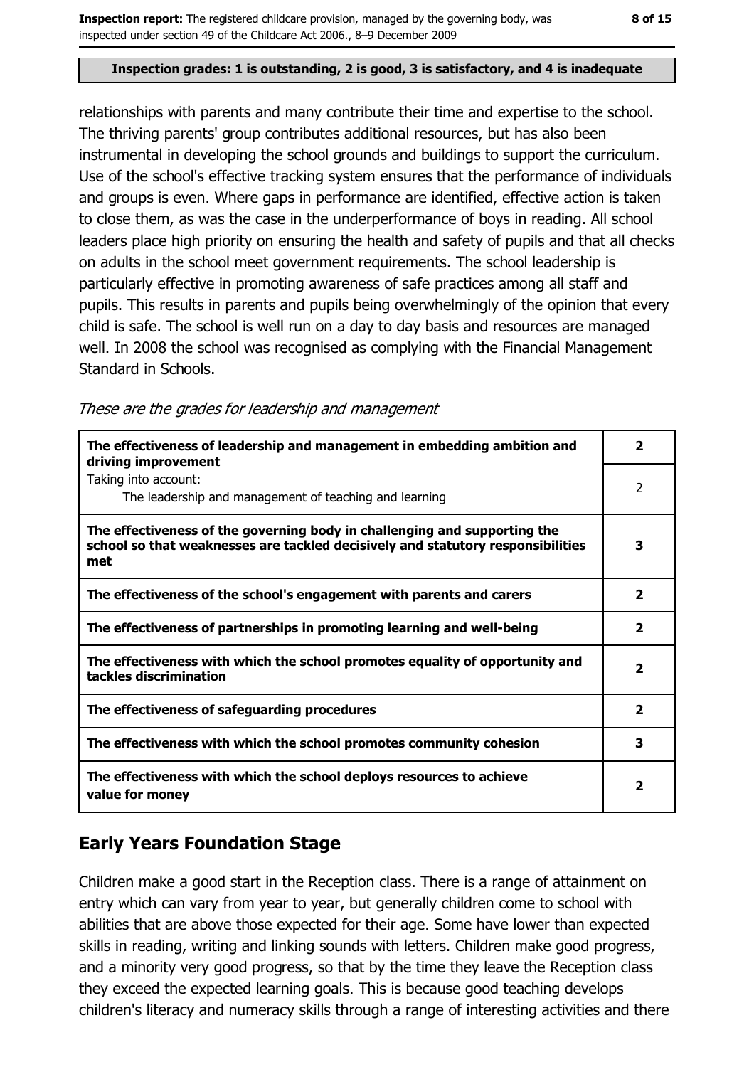**Inspection grades: 1 is outstanding, 2 is good, 3 is satisfactory, and 4 is inadequate**

relationships with parents and many contribute their time and expertise to the school. The thriving parents' group contributes additional resources, but has also been instrumental in developing the school grounds and buildings to support the curriculum. Use of the school's effective tracking system ensures that the performance of individuals and groups is even. Where gaps in performance are identified, effective action is taken to close them, as was the case in the underperformance of boys in reading. All school leaders place high priority on ensuring the health and safety of pupils and that all checks on adults in the school meet government requirements. The school leadership is particularly effective in promoting awareness of safe practices among all staff and pupils. This results in parents and pupils being overwhelmingly of the opinion that every child is safe. The school is well run on a day to day basis and resources are managed well. In 2008 the school was recognised as complying with the Financial Management Standard in Schools.

*These are the grades for leadership and management*

| | |
|---|---|
| **The effectiveness of leadership and management in embedding ambition and driving improvement** | **2** |
| Taking into account: The leadership and management of teaching and learning | 2 |
| **The effectiveness of the governing body in challenging and supporting the school so that weaknesses are tackled decisively and statutory responsibilities met** | **3** |
| **The effectiveness of the school's engagement with parents and carers** | **2** |
| **The effectiveness of partnerships in promoting learning and well-being** | **2** |
| **The effectiveness with which the school promotes equality of opportunity and tackles discrimination** | **2** |
| **The effectiveness of safeguarding procedures** | **2** |
| **The effectiveness with which the school promotes community cohesion** | **3** |
| **The effectiveness with which the school deploys resources to achieve value for money** | **2** |

## Early Years Foundation Stage

Children make a good start in the Reception class. There is a range of attainment on entry which can vary from year to year, but generally children come to school with abilities that are above those expected for their age. Some have lower than expected skills in reading, writing and linking sounds with letters. Children make good progress, and a minority very good progress, so that by the time they leave the Reception class they exceed the expected learning goals. This is because good teaching develops children's literacy and numeracy skills through a range of interesting activities and there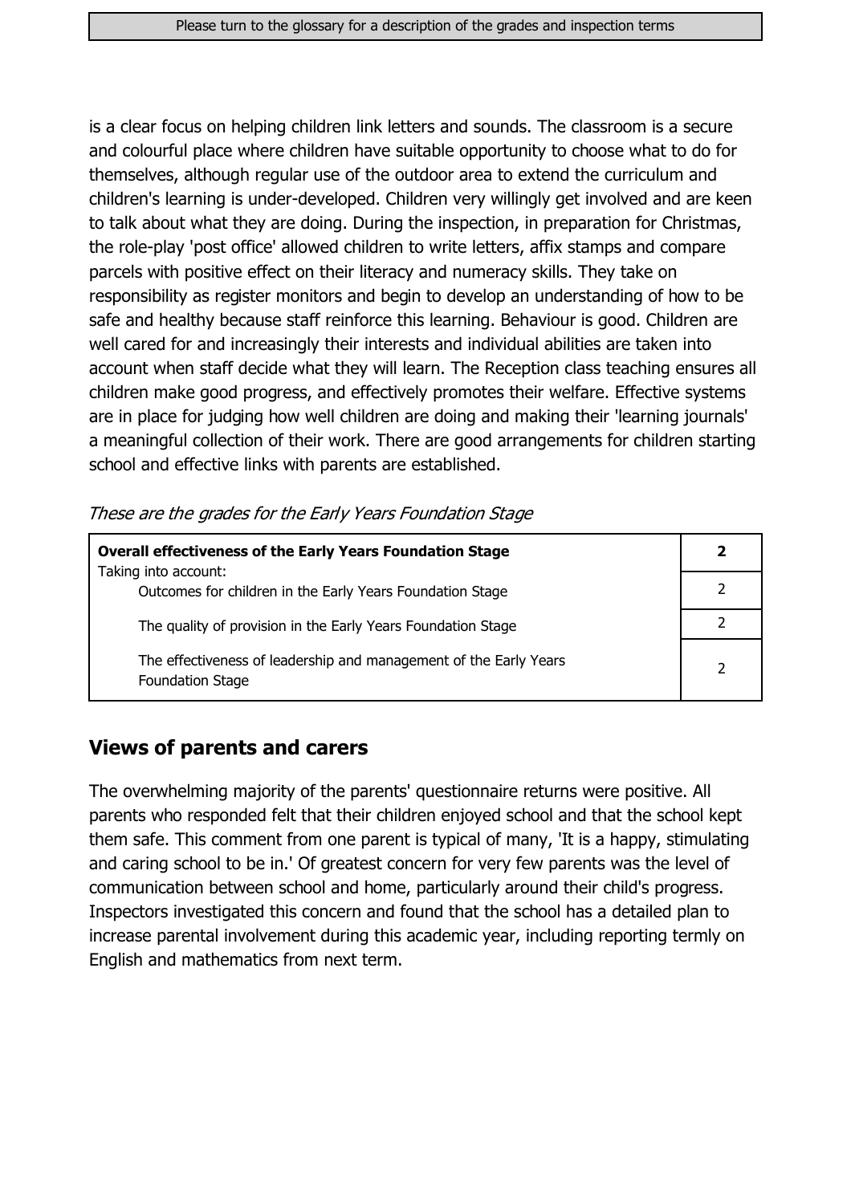is a clear focus on helping children link letters and sounds. The classroom is a secure and colourful place where children have suitable opportunity to choose what to do for themselves, although regular use of the outdoor area to extend the curriculum and children's learning is under-developed. Children very willingly get involved and are keen to talk about what they are doing. During the inspection, in preparation for Christmas, the role-play 'post office' allowed children to write letters, affix stamps and compare parcels with positive effect on their literacy and numeracy skills. They take on responsibility as register monitors and begin to develop an understanding of how to be safe and healthy because staff reinforce this learning. Behaviour is good. Children are well cared for and increasingly their interests and individual abilities are taken into account when staff decide what they will learn. The Reception class teaching ensures all children make good progress, and effectively promotes their welfare. Effective systems are in place for judging how well children are doing and making their 'learning journals' a meaningful collection of their work. There are good arrangements for children starting school and effective links with parents are established.

*These are the grades for the Early Years Foundation Stage*

| | |
|---|---|
| **Overall effectiveness of the Early Years Foundation Stage**<br>Taking into account: | **2** |
| Outcomes for children in the Early Years Foundation Stage | 2 |
| The quality of provision in the Early Years Foundation Stage | 2 |
| The effectiveness of leadership and management of the Early Years Foundation Stage | 2 |

## Views of parents and carers

The overwhelming majority of the parents' questionnaire returns were positive. All parents who responded felt that their children enjoyed school and that the school kept them safe. This comment from one parent is typical of many, 'It is a happy, stimulating and caring school to be in.' Of greatest concern for very few parents was the level of communication between school and home, particularly around their child's progress. Inspectors investigated this concern and found that the school has a detailed plan to increase parental involvement during this academic year, including reporting termly on English and mathematics from next term.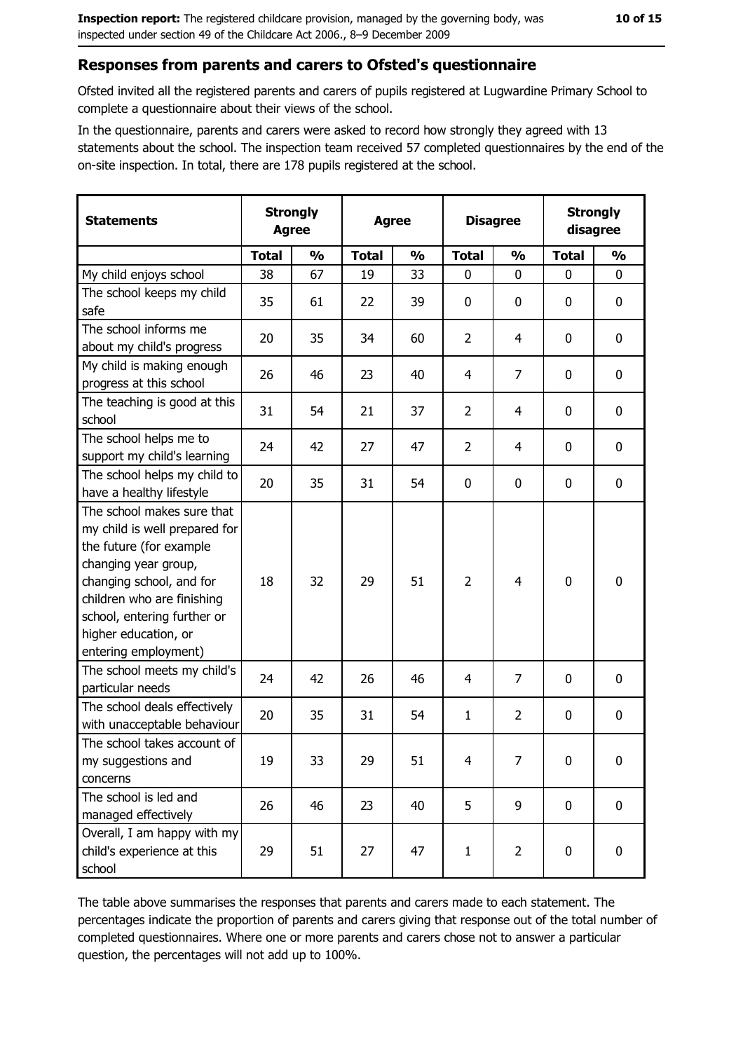## Responses from parents and carers to Ofsted's questionnaire

Ofsted invited all the registered parents and carers of pupils registered at Lugwardine Primary School to complete a questionnaire about their views of the school.

In the questionnaire, parents and carers were asked to record how strongly they agreed with 13 statements about the school. The inspection team received 57 completed questionnaires by the end of the on-site inspection. In total, there are 178 pupils registered at the school.

| Statements | Strongly Agree | | Agree | | Disagree | | Strongly disagree | |
|---|---|---|---|---|---|---|---|---|
| | Total | % | Total | % | Total | % | Total | % |
| My child enjoys school | 38 | 67 | 19 | 33 | 0 | 0 | 0 | 0 |
| The school keeps my child safe | 35 | 61 | 22 | 39 | 0 | 0 | 0 | 0 |
| The school informs me about my child's progress | 20 | 35 | 34 | 60 | 2 | 4 | 0 | 0 |
| My child is making enough progress at this school | 26 | 46 | 23 | 40 | 4 | 7 | 0 | 0 |
| The teaching is good at this school | 31 | 54 | 21 | 37 | 2 | 4 | 0 | 0 |
| The school helps me to support my child's learning | 24 | 42 | 27 | 47 | 2 | 4 | 0 | 0 |
| The school helps my child to have a healthy lifestyle | 20 | 35 | 31 | 54 | 0 | 0 | 0 | 0 |
| The school makes sure that my child is well prepared for the future (for example changing year group, changing school, and for children who are finishing school, entering further or higher education, or entering employment) | 18 | 32 | 29 | 51 | 2 | 4 | 0 | 0 |
| The school meets my child's particular needs | 24 | 42 | 26 | 46 | 4 | 7 | 0 | 0 |
| The school deals effectively with unacceptable behaviour | 20 | 35 | 31 | 54 | 1 | 2 | 0 | 0 |
| The school takes account of my suggestions and concerns | 19 | 33 | 29 | 51 | 4 | 7 | 0 | 0 |
| The school is led and managed effectively | 26 | 46 | 23 | 40 | 5 | 9 | 0 | 0 |
| Overall, I am happy with my child's experience at this school | 29 | 51 | 27 | 47 | 1 | 2 | 0 | 0 |

The table above summarises the responses that parents and carers made to each statement. The percentages indicate the proportion of parents and carers giving that response out of the total number of completed questionnaires. Where one or more parents and carers chose not to answer a particular question, the percentages will not add up to 100%.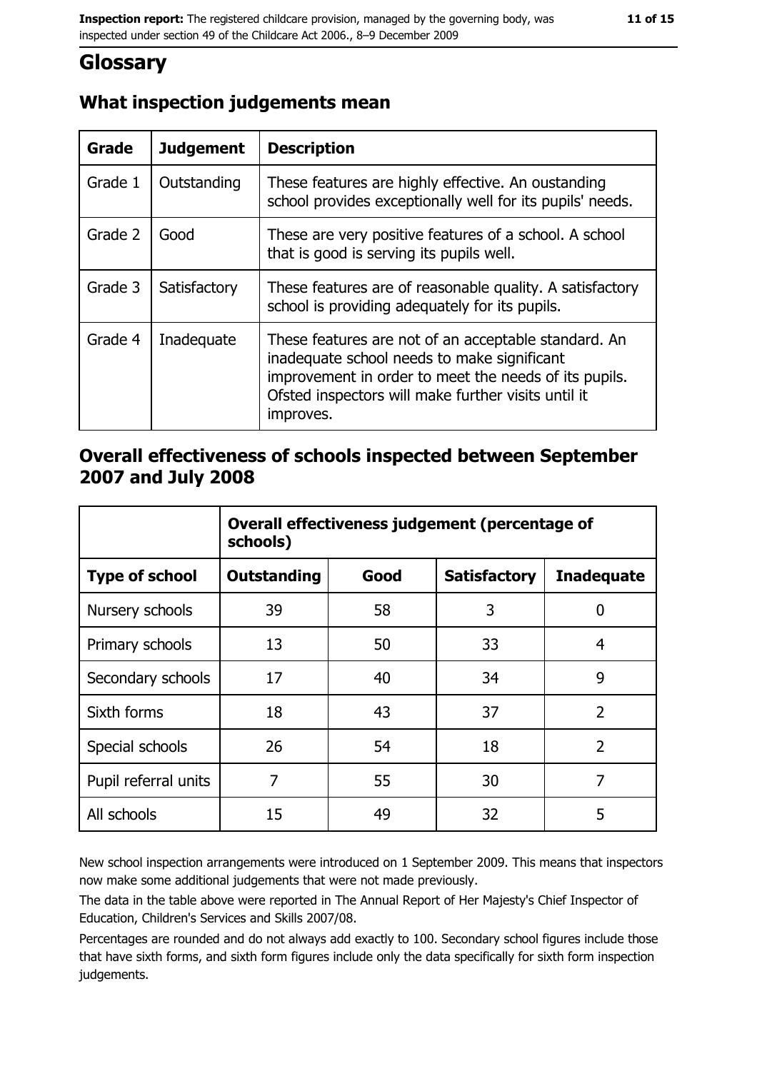# Glossary

## What inspection judgements mean

| Grade | Judgement | Description |
| --- | --- | --- |
| Grade 1 | Outstanding | These features are highly effective. An oustanding school provides exceptionally well for its pupils' needs. |
| Grade 2 | Good | These are very positive features of a school. A school that is good is serving its pupils well. |
| Grade 3 | Satisfactory | These features are of reasonable quality. A satisfactory school is providing adequately for its pupils. |
| Grade 4 | Inadequate | These features are not of an acceptable standard. An inadequate school needs to make significant improvement in order to meet the needs of its pupils. Ofsted inspectors will make further visits until it improves. |

## Overall effectiveness of schools inspected between September 2007 and July 2008

| | Overall effectiveness judgement (percentage of schools) | | | |
| --- | --- | --- | --- | --- |
| **Type of school** | **Outstanding** | **Good** | **Satisfactory** | **Inadequate** |
| Nursery schools | 39 | 58 | 3 | 0 |
| Primary schools | 13 | 50 | 33 | 4 |
| Secondary schools | 17 | 40 | 34 | 9 |
| Sixth forms | 18 | 43 | 37 | 2 |
| Special schools | 26 | 54 | 18 | 2 |
| Pupil referral units | 7 | 55 | 30 | 7 |
| All schools | 15 | 49 | 32 | 5 |

New school inspection arrangements were introduced on 1 September 2009. This means that inspectors now make some additional judgements that were not made previously.

The data in the table above were reported in The Annual Report of Her Majesty's Chief Inspector of Education, Children's Services and Skills 2007/08.

Percentages are rounded and do not always add exactly to 100. Secondary school figures include those that have sixth forms, and sixth form figures include only the data specifically for sixth form inspection judgements.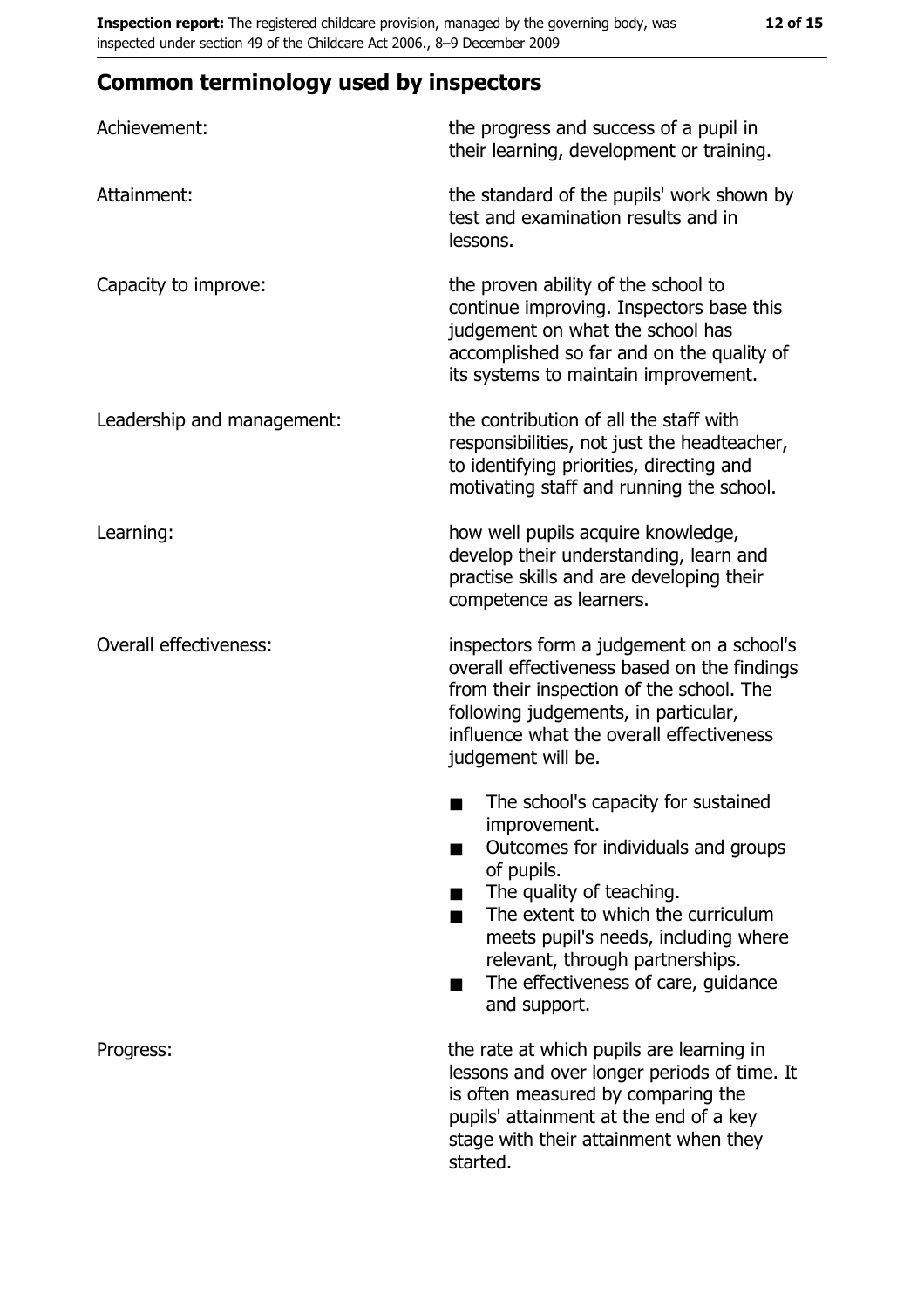## Common terminology used by inspectors

| | |
|---|---|
| Achievement: | the progress and success of a pupil in their learning, development or training. |
| Attainment: | the standard of the pupils' work shown by test and examination results and in lessons. |
| Capacity to improve: | the proven ability of the school to continue improving. Inspectors base this judgement on what the school has accomplished so far and on the quality of its systems to maintain improvement. |
| Leadership and management: | the contribution of all the staff with responsibilities, not just the headteacher, to identifying priorities, directing and motivating staff and running the school. |
| Learning: | how well pupils acquire knowledge, develop their understanding, learn and practise skills and are developing their competence as learners. |
| Overall effectiveness: | inspectors form a judgement on a school's overall effectiveness based on the findings from their inspection of the school. The following judgements, in particular, influence what the overall effectiveness judgement will be. ■ The school's capacity for sustained improvement. ■ Outcomes for individuals and groups of pupils. ■ The quality of teaching. ■ The extent to which the curriculum meets pupil's needs, including where relevant, through partnerships. ■ The effectiveness of care, guidance and support. |
| Progress: | the rate at which pupils are learning in lessons and over longer periods of time. It is often measured by comparing the pupils' attainment at the end of a key stage with their attainment when they started. |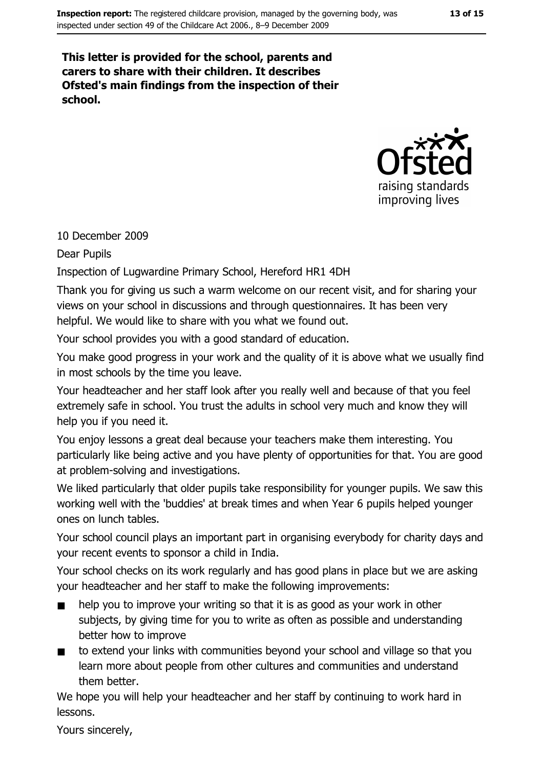**This letter is provided for the school, parents and carers to share with their children. It describes Ofsted's main findings from the inspection of their school.**

10 December 2009

Dear Pupils

Inspection of Lugwardine Primary School, Hereford HR1 4DH

Thank you for giving us such a warm welcome on our recent visit, and for sharing your views on your school in discussions and through questionnaires. It has been very helpful. We would like to share with you what we found out.

Your school provides you with a good standard of education.

You make good progress in your work and the quality of it is above what we usually find in most schools by the time you leave.

Your headteacher and her staff look after you really well and because of that you feel extremely safe in school. You trust the adults in school very much and know they will help you if you need it.

You enjoy lessons a great deal because your teachers make them interesting. You particularly like being active and you have plenty of opportunities for that. You are good at problem-solving and investigations.

We liked particularly that older pupils take responsibility for younger pupils. We saw this working well with the 'buddies' at break times and when Year 6 pupils helped younger ones on lunch tables.

Your school council plays an important part in organising everybody for charity days and your recent events to sponsor a child in India.

Your school checks on its work regularly and has good plans in place but we are asking your headteacher and her staff to make the following improvements:

- help you to improve your writing so that it is as good as your work in other subjects, by giving time for you to write as often as possible and understanding better how to improve
- to extend your links with communities beyond your school and village so that you learn more about people from other cultures and communities and understand them better.

We hope you will help your headteacher and her staff by continuing to work hard in lessons.

Yours sincerely,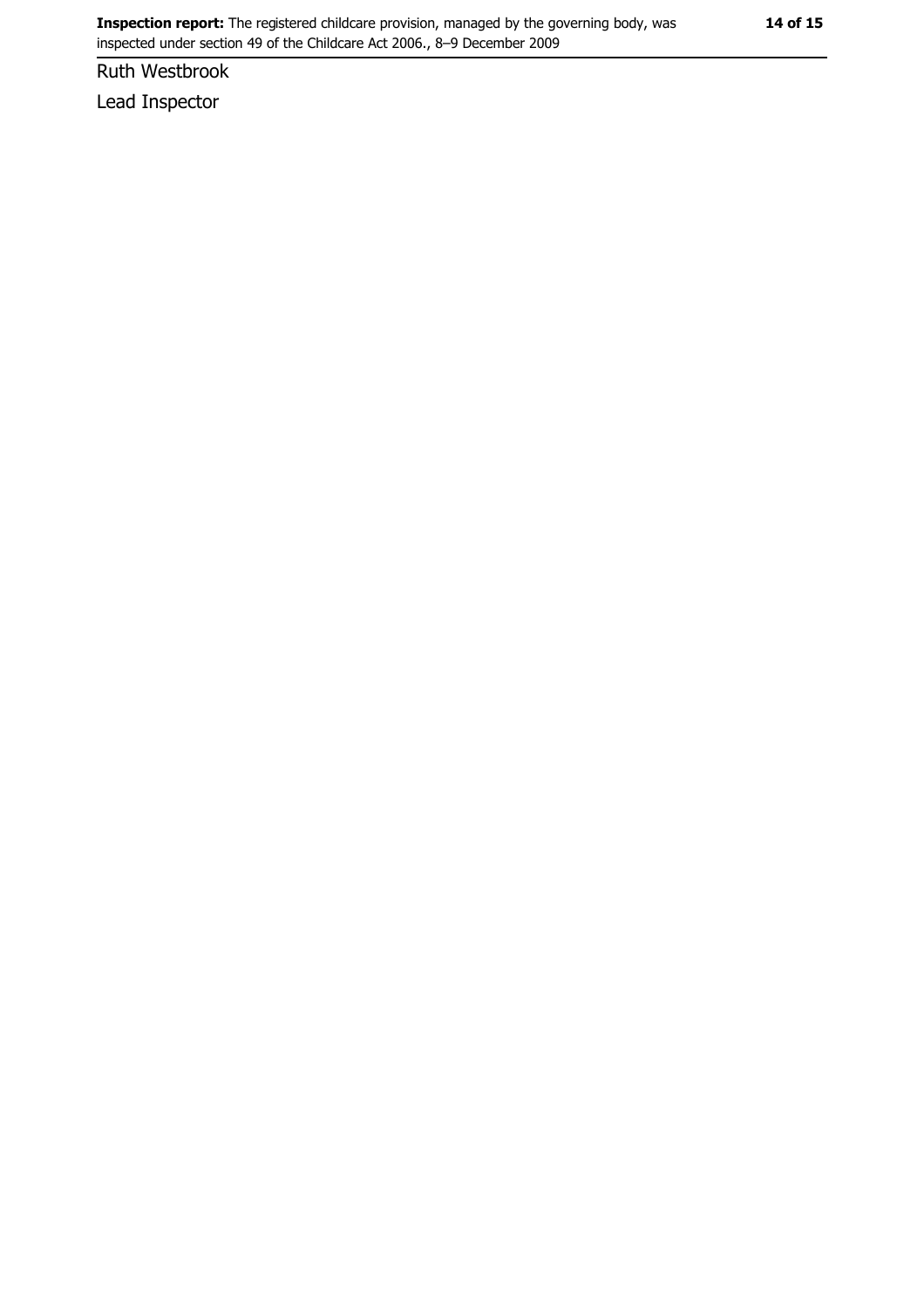Ruth Westbrook

Lead Inspector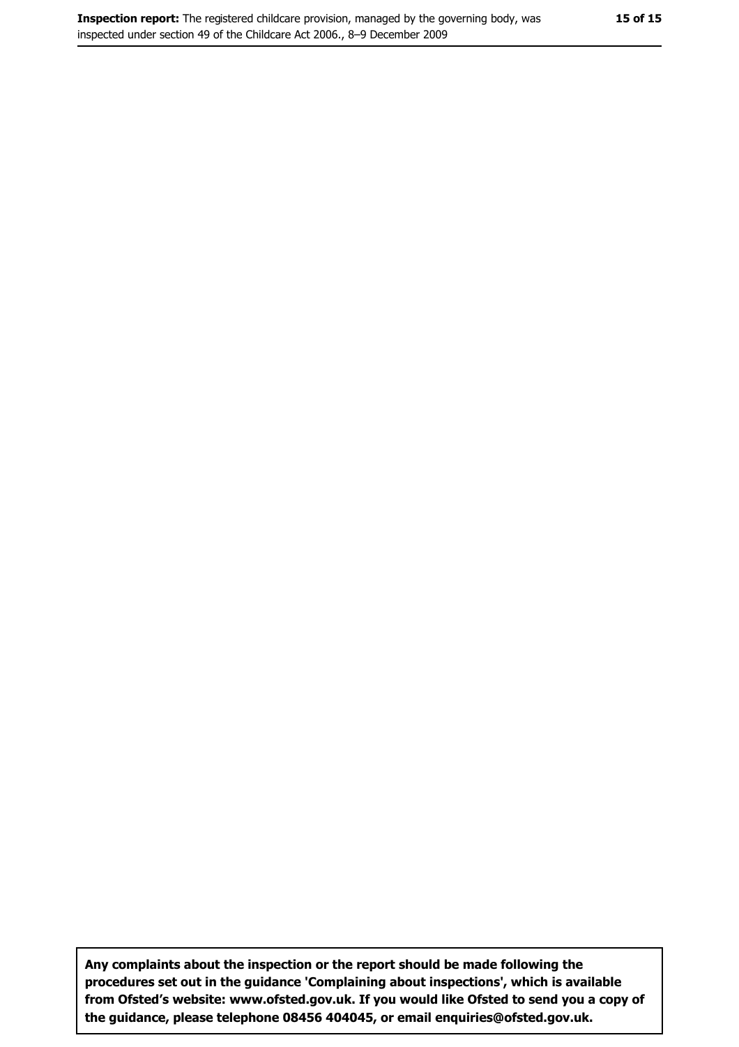**Any complaints about the inspection or the report should be made following the procedures set out in the guidance 'Complaining about inspections', which is available from Ofsted's website: www.ofsted.gov.uk. If you would like Ofsted to send you a copy of the guidance, please telephone 08456 404045, or email enquiries@ofsted.gov.uk.**